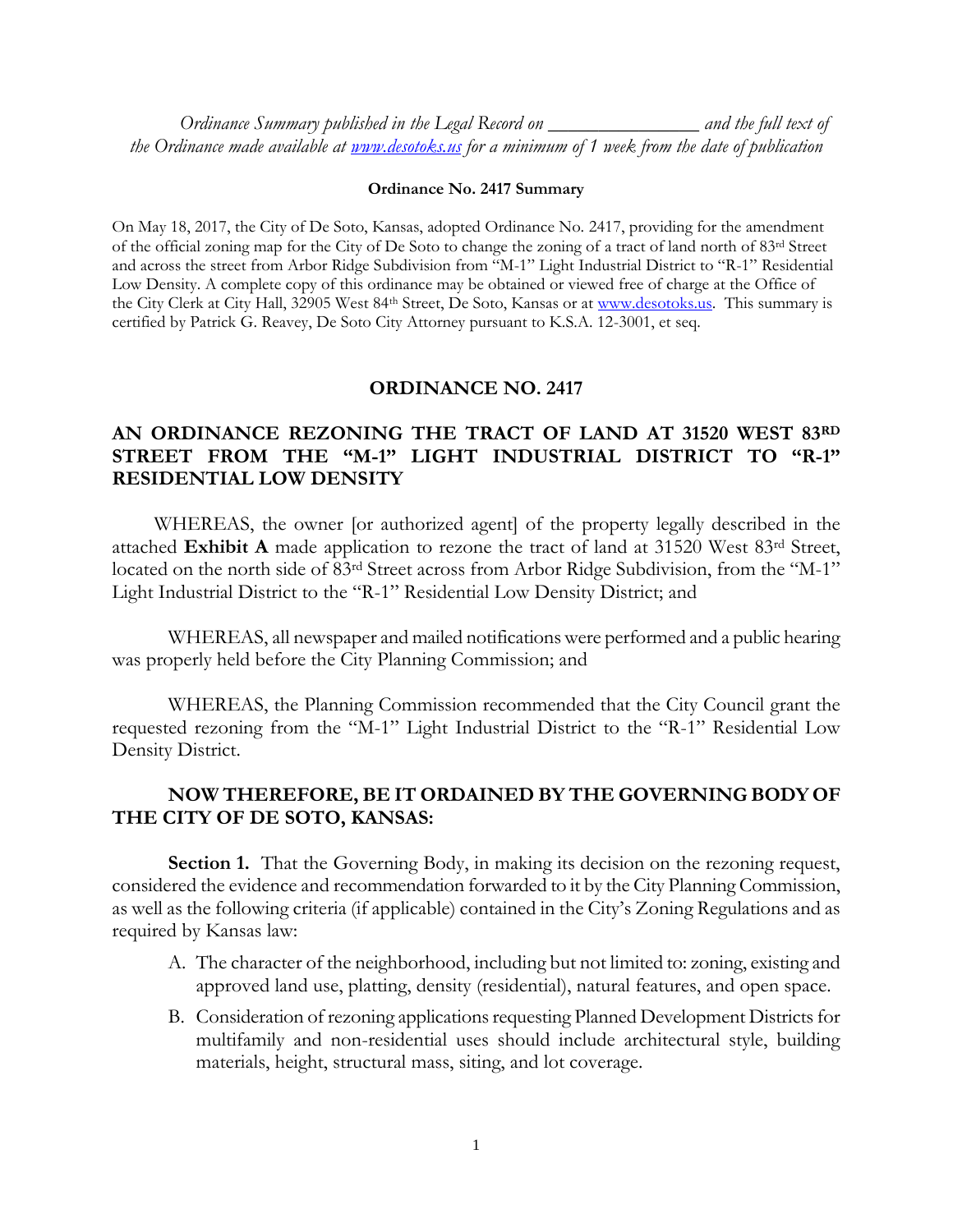*Ordinance Summary published in the Legal Record on \_\_\_\_\_\_\_\_\_\_\_\_\_\_\_\_ and the full text of the Ordinance made available at [www.desotoks.us](www.desotoks.us) for a minimum of 1 week from the date of publication*

**Ordinance No. 2417 Summary**

On May 18, 2017, the City of De Soto, Kansas, adopted Ordinance No. 2417, providing for the amendment of the official zoning map for the City of De Soto to change the zoning of a tract of land north of 83rd Street and across the street from Arbor Ridge Subdivision from "M-1" Light Industrial District to "R-1" Residential Low Density. A complete copy of this ordinance may be obtained or viewed free of charge at the Office of the City Clerk at City Hall, 32905 West 84th Street, De Soto, Kansas or at [www.desotoks.us](www.desotoks.us). This summary is certified by Patrick G. Reavey, De Soto City Attorney pursuant to K.S.A. 12-3001, et seq.

# ORDINANCE NO. 2417

## AN ORDINANCE REZONING THE TRACT OF LAND AT 31520 WEST 83RD STREET FROM THE "M-1" LIGHT INDUSTRIAL DISTRICT TO "R-1" RESIDENTIAL LOW DENSITY

WHEREAS, the owner [or authorized agent] of the property legally described in the attached **Exhibit A** made application to rezone the tract of land at 31520 West 83rd Street, located on the north side of 83rd Street across from Arbor Ridge Subdivision, from the "M-1" Light Industrial District to the "R-1" Residential Low Density District; and

WHEREAS, all newspaper and mailed notifications were performed and a public hearing was properly held before the City Planning Commission; and

WHEREAS, the Planning Commission recommended that the City Council grant the requested rezoning from the "M-1" Light Industrial District to the "R-1" Residential Low Density District.

**NOW THEREFORE, BE IT ORDAINED BY THE GOVERNING BODY OF THE CITY OF DE SOTO, KANSAS:**

**Section 1.** That the Governing Body, in making its decision on the rezoning request, considered the evidence and recommendation forwarded to it by the City Planning Commission, as well as the following criteria (if applicable) contained in the City's Zoning Regulations and as required by Kansas law:

A. The character of the neighborhood, including but not limited to: zoning, existing and approved land use, platting, density (residential), natural features, and open space.

B. Consideration of rezoning applications requesting Planned Development Districts for multifamily and non-residential uses should include architectural style, building materials, height, structural mass, siting, and lot coverage.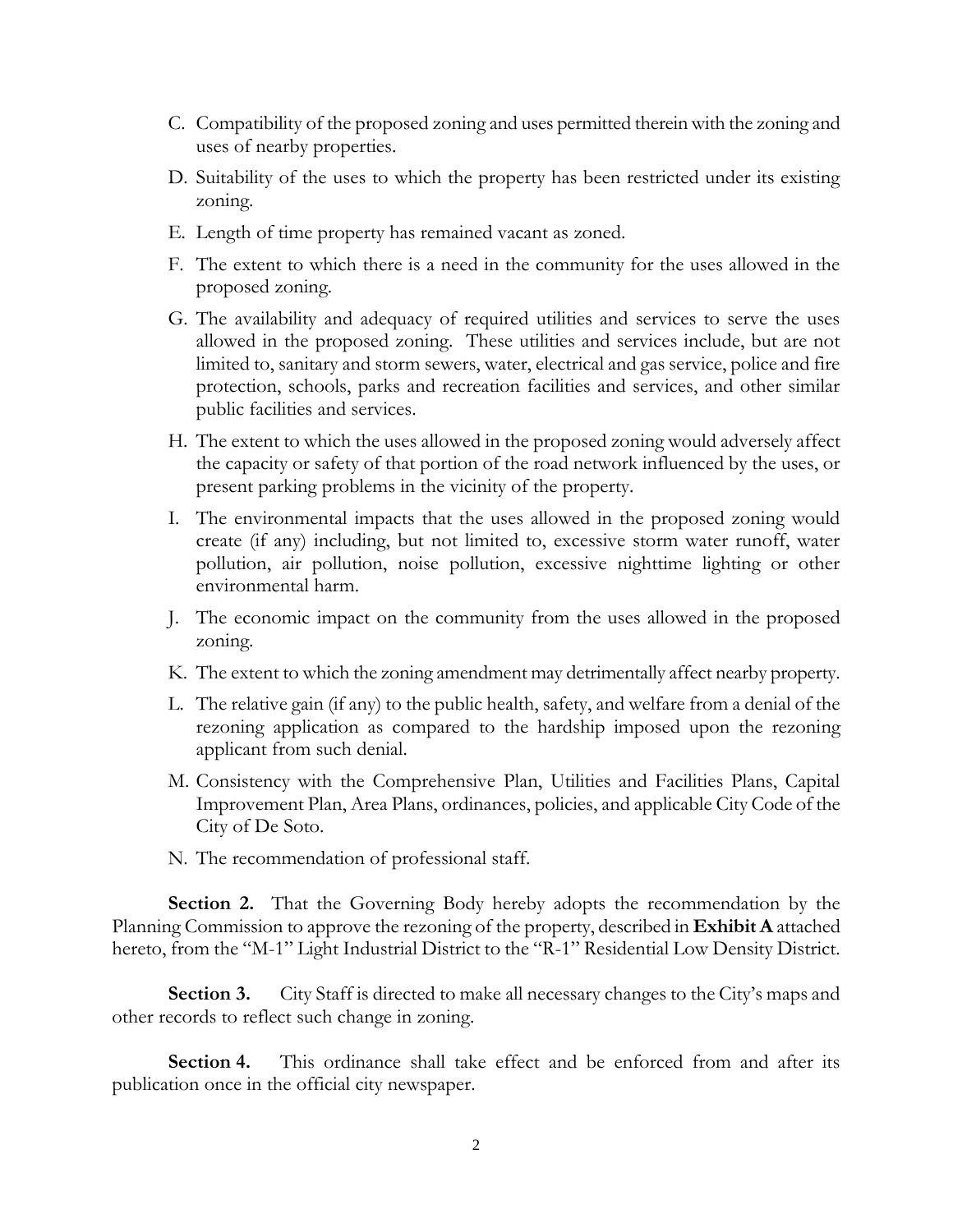C. Compatibility of the proposed zoning and uses permitted therein with the zoning and uses of nearby properties.

D. Suitability of the uses to which the property has been restricted under its existing zoning.

E. Length of time property has remained vacant as zoned.

F. The extent to which there is a need in the community for the uses allowed in the proposed zoning.

G. The availability and adequacy of required utilities and services to serve the uses allowed in the proposed zoning. These utilities and services include, but are not limited to, sanitary and storm sewers, water, electrical and gas service, police and fire protection, schools, parks and recreation facilities and services, and other similar public facilities and services.

H. The extent to which the uses allowed in the proposed zoning would adversely affect the capacity or safety of that portion of the road network influenced by the uses, or present parking problems in the vicinity of the property.

I. The environmental impacts that the uses allowed in the proposed zoning would create (if any) including, but not limited to, excessive storm water runoff, water pollution, air pollution, noise pollution, excessive nighttime lighting or other environmental harm.

J. The economic impact on the community from the uses allowed in the proposed zoning.

K. The extent to which the zoning amendment may detrimentally affect nearby property.

L. The relative gain (if any) to the public health, safety, and welfare from a denial of the rezoning application as compared to the hardship imposed upon the rezoning applicant from such denial.

M. Consistency with the Comprehensive Plan, Utilities and Facilities Plans, Capital Improvement Plan, Area Plans, ordinances, policies, and applicable City Code of the City of De Soto.

N. The recommendation of professional staff.

**Section 2.** That the Governing Body hereby adopts the recommendation by the Planning Commission to approve the rezoning of the property, described in **Exhibit A** attached hereto, from the "M-1" Light Industrial District to the "R-1" Residential Low Density District.

**Section 3.** City Staff is directed to make all necessary changes to the City's maps and other records to reflect such change in zoning.

**Section 4.** This ordinance shall take effect and be enforced from and after its publication once in the official city newspaper.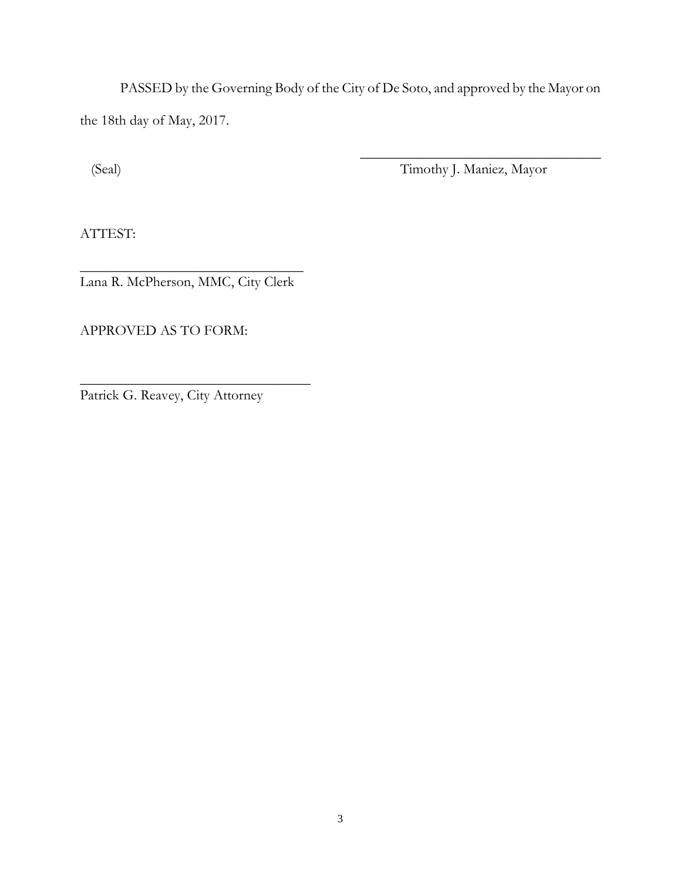PASSED by the Governing Body of the City of De Soto, and approved by the Mayor on the 18th day of May, 2017.

(Seal)

\_\_\_\_\_\_\_\_\_\_\_\_\_\_\_\_\_\_\_\_\_\_\_\_\_\_\_\_\_\_\_\_\_\_

Timothy J. Maniez, Mayor

ATTEST:

\_\_\_\_\_\_\_\_\_\_\_\_\_\_\_\_\_\_\_\_\_\_\_\_\_\_\_\_\_\_\_\_\_\_

Lana R. McPherson, MMC, City Clerk

APPROVED AS TO FORM:

\_\_\_\_\_\_\_\_\_\_\_\_\_\_\_\_\_\_\_\_\_\_\_\_\_\_\_\_\_\_\_\_\_\_

Patrick G. Reavey, City Attorney